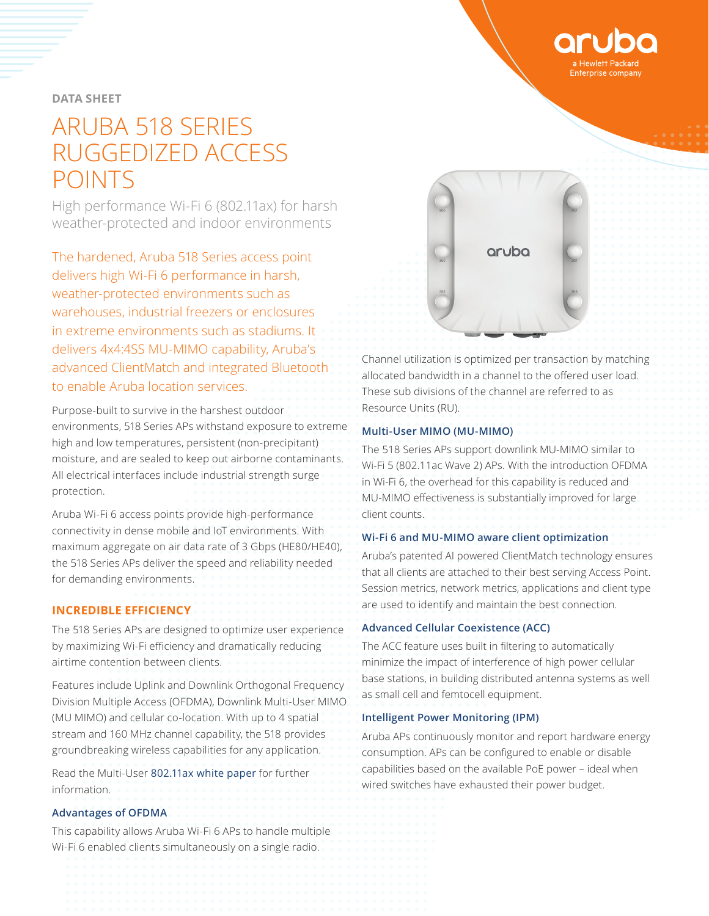DATA SHEET

# ARUBA 518 SERIES RUGGEDIZED ACCESS POINTS

High performance Wi-Fi 6 (802.11ax) for harsh weather-protected and indoor environments

The hardened, Aruba 518 Series access point delivers high Wi-Fi 6 performance in harsh, weather-protected environments such as warehouses, industrial freezers or enclosures in extreme environments such as stadiums. It delivers 4x4:4SS MU-MIMO capability, Aruba's advanced ClientMatch and integrated Bluetooth to enable Aruba location services.

Purpose-built to survive in the harshest outdoor environments, 518 Series APs withstand exposure to extreme high and low temperatures, persistent (non-precipitant) moisture, and are sealed to keep out airborne contaminants. All electrical interfaces include industrial strength surge protection.

Aruba Wi-Fi 6 access points provide high-performance connectivity in dense mobile and IoT environments. With maximum aggregate on air data rate of 3 Gbps (HE80/HE40), the 518 Series APs deliver the speed and reliability needed for demanding environments.

## INCREDIBLE EFFICIENCY

The 518 Series APs are designed to optimize user experience by maximizing Wi-Fi efficiency and dramatically reducing airtime contention between clients.

Features include Uplink and Downlink Orthogonal Frequency Division Multiple Access (OFDMA), Downlink Multi-User MIMO (MU MIMO) and cellular co-location. With up to 4 spatial stream and 160 MHz channel capability, the 518 provides groundbreaking wireless capabilities for any application.

Read the Multi-User 802.11ax white paper for further information.

### Advantages of OFDMA

This capability allows Aruba Wi-Fi 6 APs to handle multiple Wi-Fi 6 enabled clients simultaneously on a single radio.

Channel utilization is optimized per transaction by matching allocated bandwidth in a channel to the offered user load. These sub divisions of the channel are referred to as Resource Units (RU).

### Multi-User MIMO (MU-MIMO)

The 518 Series APs support downlink MU-MIMO similar to Wi-Fi 5 (802.11ac Wave 2) APs. With the introduction OFDMA in Wi-Fi 6, the overhead for this capability is reduced and MU-MIMO effectiveness is substantially improved for large client counts.

### Wi-Fi 6 and MU-MIMO aware client optimization

Aruba's patented AI powered ClientMatch technology ensures that all clients are attached to their best serving Access Point. Session metrics, network metrics, applications and client type are used to identify and maintain the best connection.

### Advanced Cellular Coexistence (ACC)

The ACC feature uses built in filtering to automatically minimize the impact of interference of high power cellular base stations, in building distributed antenna systems as well as small cell and femtocell equipment.

### Intelligent Power Monitoring (IPM)

Aruba APs continuously monitor and report hardware energy consumption. APs can be configured to enable or disable capabilities based on the available PoE power – ideal when wired switches have exhausted their power budget.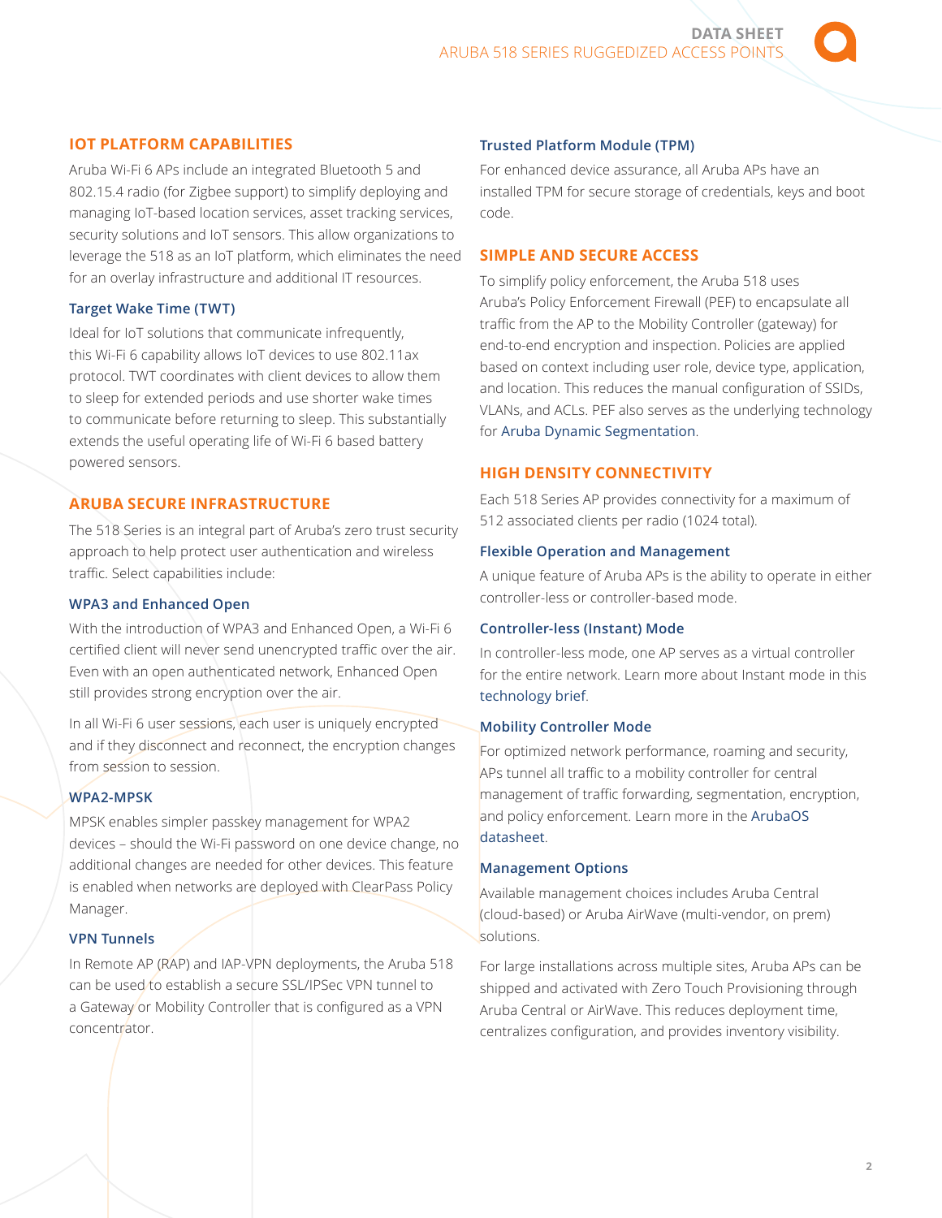## IOT PLATFORM CAPABILITIES

Aruba Wi-Fi 6 APs include an integrated Bluetooth 5 and 802.15.4 radio (for Zigbee support) to simplify deploying and managing IoT-based location services, asset tracking services, security solutions and IoT sensors. This allow organizations to leverage the 518 as an IoT platform, which eliminates the need for an overlay infrastructure and additional IT resources.

### Target Wake Time (TWT)

Ideal for IoT solutions that communicate infrequently, this Wi-Fi 6 capability allows IoT devices to use 802.11ax protocol. TWT coordinates with client devices to allow them to sleep for extended periods and use shorter wake times to communicate before returning to sleep. This substantially extends the useful operating life of Wi-Fi 6 based battery powered sensors.

## ARUBA SECURE INFRASTRUCTURE

The 518 Series is an integral part of Aruba's zero trust security approach to help protect user authentication and wireless traffic. Select capabilities include:

### WPA3 and Enhanced Open

With the introduction of WPA3 and Enhanced Open, a Wi-Fi 6 certified client will never send unencrypted traffic over the air. Even with an open authenticated network, Enhanced Open still provides strong encryption over the air.

In all Wi-Fi 6 user sessions, each user is uniquely encrypted and if they disconnect and reconnect, the encryption changes from session to session.

### WPA2-MPSK

MPSK enables simpler passkey management for WPA2 devices – should the Wi-Fi password on one device change, no additional changes are needed for other devices. This feature is enabled when networks are deployed with ClearPass Policy Manager.

### VPN Tunnels

In Remote AP (RAP) and IAP-VPN deployments, the Aruba 518 can be used to establish a secure SSL/IPSec VPN tunnel to a Gateway or Mobility Controller that is configured as a VPN concentrator.

### Trusted Platform Module (TPM)

For enhanced device assurance, all Aruba APs have an installed TPM for secure storage of credentials, keys and boot code.

## SIMPLE AND SECURE ACCESS

To simplify policy enforcement, the Aruba 518 uses Aruba's Policy Enforcement Firewall (PEF) to encapsulate all traffic from the AP to the Mobility Controller (gateway) for end-to-end encryption and inspection. Policies are applied based on context including user role, device type, application, and location. This reduces the manual configuration of SSIDs, VLANs, and ACLs. PEF also serves as the underlying technology for Aruba Dynamic Segmentation.

## HIGH DENSITY CONNECTIVITY

Each 518 Series AP provides connectivity for a maximum of 512 associated clients per radio (1024 total).

### Flexible Operation and Management

A unique feature of Aruba APs is the ability to operate in either controller-less or controller-based mode.

### Controller-less (Instant) Mode

In controller-less mode, one AP serves as a virtual controller for the entire network. Learn more about Instant mode in this technology brief.

### Mobility Controller Mode

For optimized network performance, roaming and security, APs tunnel all traffic to a mobility controller for central management of traffic forwarding, segmentation, encryption, and policy enforcement. Learn more in the ArubaOS datasheet.

### Management Options

Available management choices includes Aruba Central (cloud-based) or Aruba AirWave (multi-vendor, on prem) solutions.

For large installations across multiple sites, Aruba APs can be shipped and activated with Zero Touch Provisioning through Aruba Central or AirWave. This reduces deployment time, centralizes configuration, and provides inventory visibility.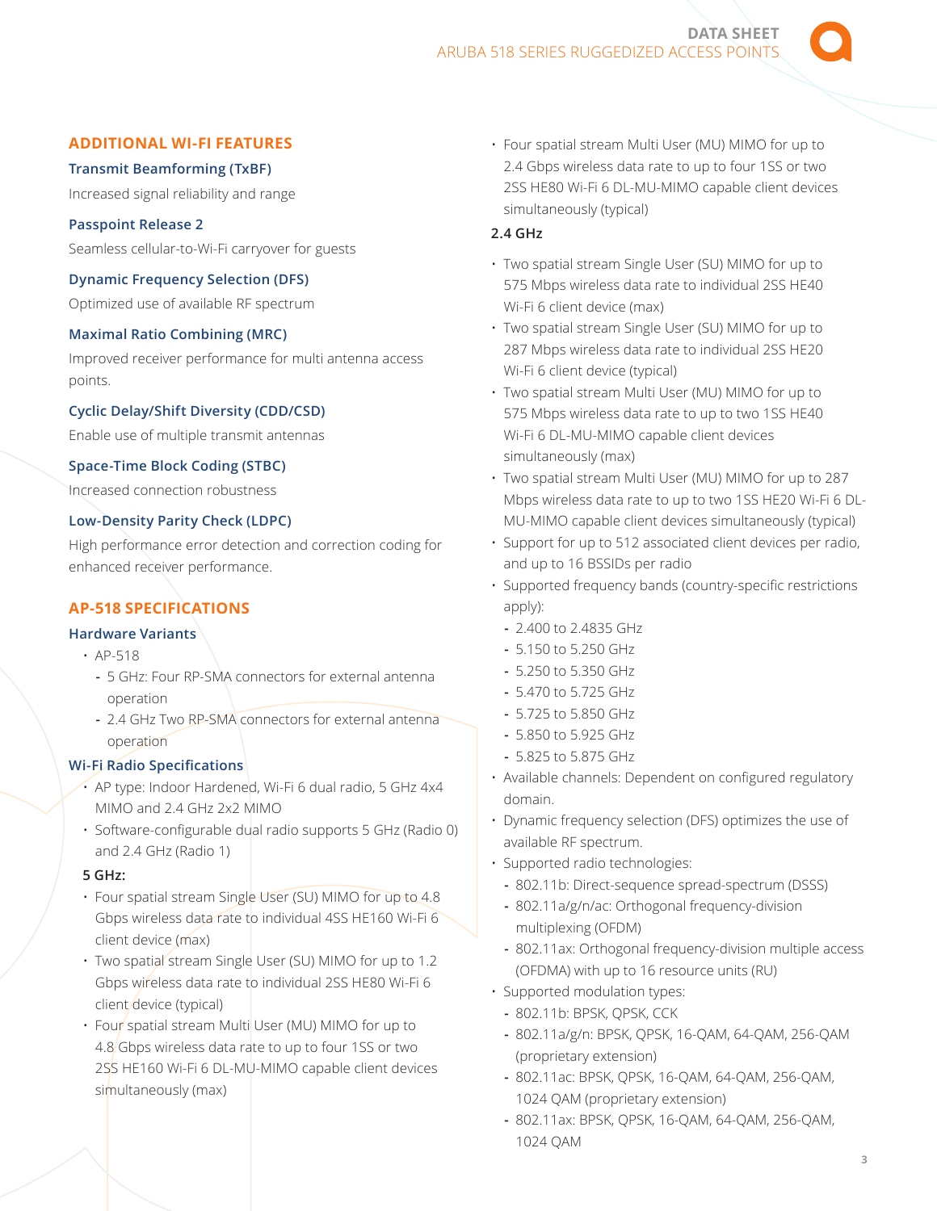## ADDITIONAL WI-FI FEATURES

### Transmit Beamforming (TxBF)

Increased signal reliability and range

### Passpoint Release 2

Seamless cellular-to-Wi-Fi carryover for guests

### Dynamic Frequency Selection (DFS)

Optimized use of available RF spectrum

### Maximal Ratio Combining (MRC)

Improved receiver performance for multi antenna access points.

### Cyclic Delay/Shift Diversity (CDD/CSD)

Enable use of multiple transmit antennas

### Space-Time Block Coding (STBC)

Increased connection robustness

### Low-Density Parity Check (LDPC)

High performance error detection and correction coding for enhanced receiver performance.

## AP-518 SPECIFICATIONS

### Hardware Variants

- AP-518
  - 5 GHz: Four RP-SMA connectors for external antenna operation
  - 2.4 GHz Two RP-SMA connectors for external antenna operation

### Wi-Fi Radio Specifications

- AP type: Indoor Hardened, Wi-Fi 6 dual radio, 5 GHz 4x4 MIMO and 2.4 GHz 2x2 MIMO
- Software-configurable dual radio supports 5 GHz (Radio 0) and 2.4 GHz (Radio 1)

**5 GHz:**

- Four spatial stream Single User (SU) MIMO for up to 4.8 Gbps wireless data rate to individual 4SS HE160 Wi-Fi 6 client device (max)
- Two spatial stream Single User (SU) MIMO for up to 1.2 Gbps wireless data rate to individual 2SS HE80 Wi-Fi 6 client device (typical)
- Four spatial stream Multi User (MU) MIMO for up to 4.8 Gbps wireless data rate to up to four 1SS or two 2SS HE160 Wi-Fi 6 DL-MU-MIMO capable client devices simultaneously (max)
- Four spatial stream Multi User (MU) MIMO for up to 2.4 Gbps wireless data rate to up to four 1SS or two 2SS HE80 Wi-Fi 6 DL-MU-MIMO capable client devices simultaneously (typical)

**2.4 GHz**

- Two spatial stream Single User (SU) MIMO for up to 575 Mbps wireless data rate to individual 2SS HE40 Wi-Fi 6 client device (max)
- Two spatial stream Single User (SU) MIMO for up to 287 Mbps wireless data rate to individual 2SS HE20 Wi-Fi 6 client device (typical)
- Two spatial stream Multi User (MU) MIMO for up to 575 Mbps wireless data rate to up to two 1SS HE40 Wi-Fi 6 DL-MU-MIMO capable client devices simultaneously (max)
- Two spatial stream Multi User (MU) MIMO for up to 287 Mbps wireless data rate to up to two 1SS HE20 Wi-Fi 6 DL-MU-MIMO capable client devices simultaneously (typical)
- Support for up to 512 associated client devices per radio, and up to 16 BSSIDs per radio
- Supported frequency bands (country-specific restrictions apply):
  - 2.400 to 2.4835 GHz
  - 5.150 to 5.250 GHz
  - 5.250 to 5.350 GHz
  - 5.470 to 5.725 GHz
  - 5.725 to 5.850 GHz
  - 5.850 to 5.925 GHz
  - 5.825 to 5.875 GHz
- Available channels: Dependent on configured regulatory domain.
- Dynamic frequency selection (DFS) optimizes the use of available RF spectrum.
- Supported radio technologies:
  - 802.11b: Direct-sequence spread-spectrum (DSSS)
  - 802.11a/g/n/ac: Orthogonal frequency-division multiplexing (OFDM)
  - 802.11ax: Orthogonal frequency-division multiple access (OFDMA) with up to 16 resource units (RU)
- Supported modulation types:
  - 802.11b: BPSK, QPSK, CCK
  - 802.11a/g/n: BPSK, QPSK, 16-QAM, 64-QAM, 256-QAM (proprietary extension)
  - 802.11ac: BPSK, QPSK, 16-QAM, 64-QAM, 256-QAM, 1024 QAM (proprietary extension)
  - 802.11ax: BPSK, QPSK, 16-QAM, 64-QAM, 256-QAM, 1024 QAM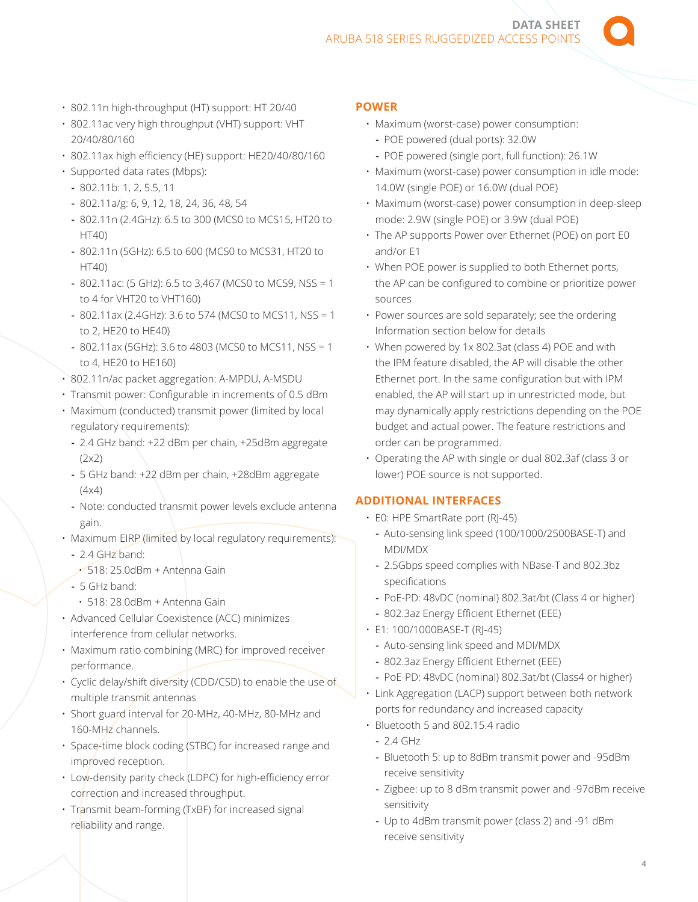- 802.11n high-throughput (HT) support: HT 20/40
- 802.11ac very high throughput (VHT) support: VHT 20/40/80/160
- 802.11ax high efficiency (HE) support: HE20/40/80/160
- Supported data rates (Mbps):
  - 802.11b: 1, 2, 5.5, 11
  - 802.11a/g: 6, 9, 12, 18, 24, 36, 48, 54
  - 802.11n (2.4GHz): 6.5 to 300 (MCS0 to MCS15, HT20 to HT40)
  - 802.11n (5GHz): 6.5 to 600 (MCS0 to MCS31, HT20 to HT40)
  - 802.11ac: (5 GHz): 6.5 to 3,467 (MCS0 to MCS9, NSS = 1 to 4 for VHT20 to VHT160)
  - 802.11ax (2.4GHz): 3.6 to 574 (MCS0 to MCS11, NSS = 1 to 2, HE20 to HE40)
  - 802.11ax (5GHz): 3.6 to 4803 (MCS0 to MCS11, NSS = 1 to 4, HE20 to HE160)
- 802.11n/ac packet aggregation: A-MPDU, A-MSDU
- Transmit power: Configurable in increments of 0.5 dBm
- Maximum (conducted) transmit power (limited by local regulatory requirements):
  - 2.4 GHz band: +22 dBm per chain, +25dBm aggregate (2x2)
  - 5 GHz band: +22 dBm per chain, +28dBm aggregate (4x4)
  - Note: conducted transmit power levels exclude antenna gain.
- Maximum EIRP (limited by local regulatory requirements):
  - 2.4 GHz band:
    - 518: 25.0dBm + Antenna Gain
  - 5 GHz band:
    - 518: 28.0dBm + Antenna Gain
- Advanced Cellular Coexistence (ACC) minimizes interference from cellular networks.
- Maximum ratio combining (MRC) for improved receiver performance.
- Cyclic delay/shift diversity (CDD/CSD) to enable the use of multiple transmit antennas
- Short guard interval for 20-MHz, 40-MHz, 80-MHz and 160-MHz channels.
- Space-time block coding (STBC) for increased range and improved reception.
- Low-density parity check (LDPC) for high-efficiency error correction and increased throughput.
- Transmit beam-forming (TxBF) for increased signal reliability and range.

## POWER

- Maximum (worst-case) power consumption:
  - POE powered (dual ports): 32.0W
  - POE powered (single port, full function): 26.1W
- Maximum (worst-case) power consumption in idle mode: 14.0W (single POE) or 16.0W (dual POE)
- Maximum (worst-case) power consumption in deep-sleep mode: 2.9W (single POE) or 3.9W (dual POE)
- The AP supports Power over Ethernet (POE) on port E0 and/or E1
- When POE power is supplied to both Ethernet ports, the AP can be configured to combine or prioritize power sources
- Power sources are sold separately; see the ordering Information section below for details
- When powered by 1x 802.3at (class 4) POE and with the IPM feature disabled, the AP will disable the other Ethernet port. In the same configuration but with IPM enabled, the AP will start up in unrestricted mode, but may dynamically apply restrictions depending on the POE budget and actual power. The feature restrictions and order can be programmed.
- Operating the AP with single or dual 802.3af (class 3 or lower) POE source is not supported.

## ADDITIONAL INTERFACES

- E0: HPE SmartRate port (RJ-45)
  - Auto-sensing link speed (100/1000/2500BASE-T) and MDI/MDX
  - 2.5Gbps speed complies with NBase-T and 802.3bz specifications
  - PoE-PD: 48vDC (nominal) 802.3at/bt (Class 4 or higher)
  - 802.3az Energy Efficient Ethernet (EEE)
- E1: 100/1000BASE-T (RJ-45)
  - Auto-sensing link speed and MDI/MDX
  - 802.3az Energy Efficient Ethernet (EEE)
  - PoE-PD: 48vDC (nominal) 802.3at/bt (Class4 or higher)
- Link Aggregation (LACP) support between both network ports for redundancy and increased capacity
- Bluetooth 5 and 802.15.4 radio
  - 2.4 GHz
  - Bluetooth 5: up to 8dBm transmit power and -95dBm receive sensitivity
  - Zigbee: up to 8 dBm transmit power and -97dBm receive sensitivity
  - Up to 4dBm transmit power (class 2) and -91 dBm receive sensitivity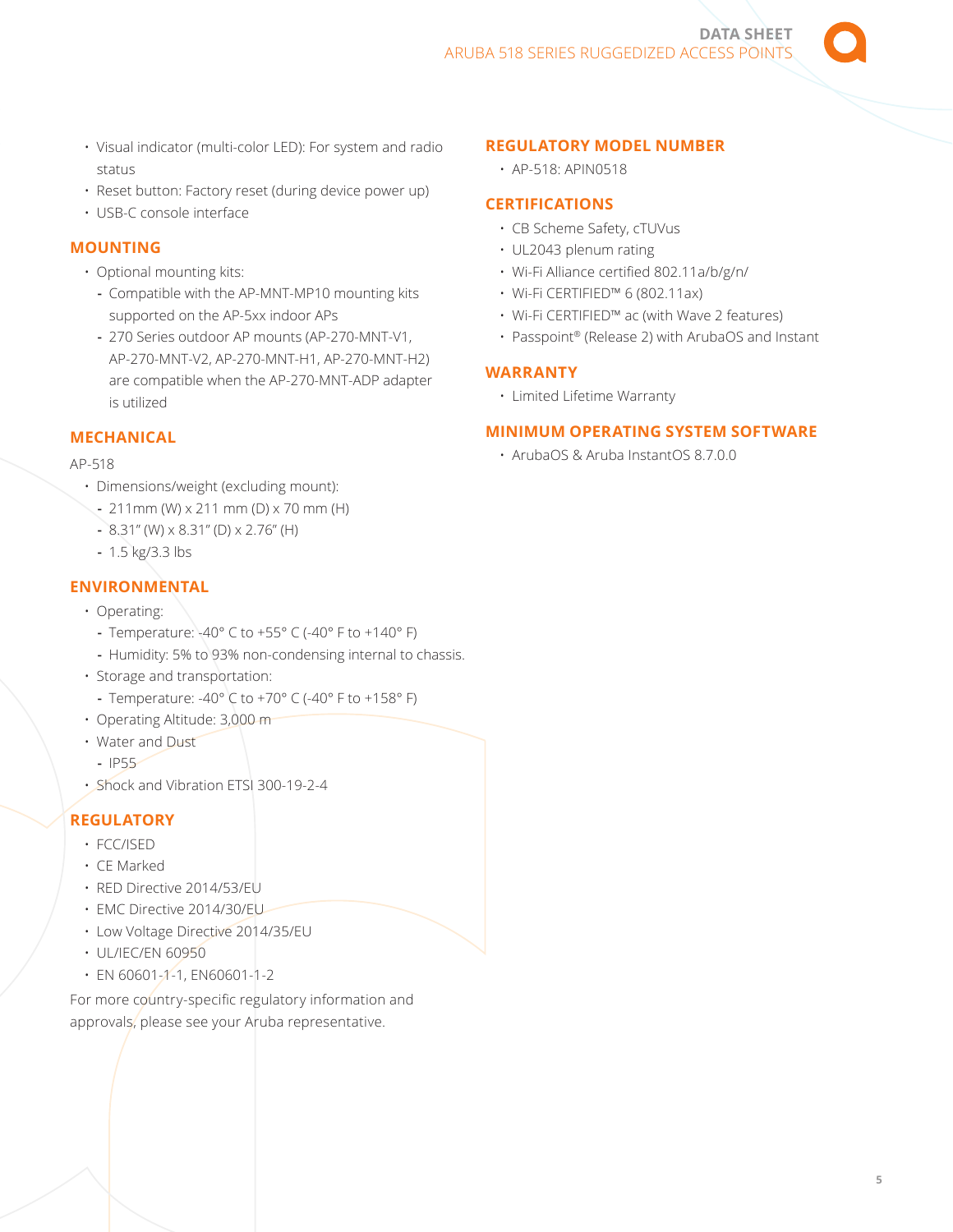- Visual indicator (multi-color LED): For system and radio status
- Reset button: Factory reset (during device power up)
- USB-C console interface

## MOUNTING

- Optional mounting kits:
  - Compatible with the AP-MNT-MP10 mounting kits supported on the AP-5xx indoor APs
  - 270 Series outdoor AP mounts (AP-270-MNT-V1, AP-270-MNT-V2, AP-270-MNT-H1, AP-270-MNT-H2) are compatible when the AP-270-MNT-ADP adapter is utilized

## MECHANICAL

AP-518

- Dimensions/weight (excluding mount):
  - 211mm (W) x 211 mm (D) x 70 mm (H)
  - 8.31" (W) x 8.31" (D) x 2.76" (H)
  - 1.5 kg/3.3 lbs

## ENVIRONMENTAL

- Operating:
  - Temperature: -40° C to +55° C (-40° F to +140° F)
  - Humidity: 5% to 93% non-condensing internal to chassis.
- Storage and transportation:
  - Temperature: -40° C to +70° C (-40° F to +158° F)
- Operating Altitude: 3,000 m
- Water and Dust
  - IP55
- Shock and Vibration ETSI 300-19-2-4

## REGULATORY

- FCC/ISED
- CE Marked
- RED Directive 2014/53/EU
- EMC Directive 2014/30/EU
- Low Voltage Directive 2014/35/EU
- UL/IEC/EN 60950
- EN 60601-1-1, EN60601-1-2

For more country-specific regulatory information and approvals, please see your Aruba representative.

## REGULATORY MODEL NUMBER

- AP-518: APIN0518

## CERTIFICATIONS

- CB Scheme Safety, cTUVus
- UL2043 plenum rating
- Wi-Fi Alliance certified 802.11a/b/g/n/
- Wi-Fi CERTIFIED™ 6 (802.11ax)
- Wi-Fi CERTIFIED™ ac (with Wave 2 features)
- Passpoint® (Release 2) with ArubaOS and Instant

## WARRANTY

- Limited Lifetime Warranty

## MINIMUM OPERATING SYSTEM SOFTWARE

- ArubaOS & Aruba InstantOS 8.7.0.0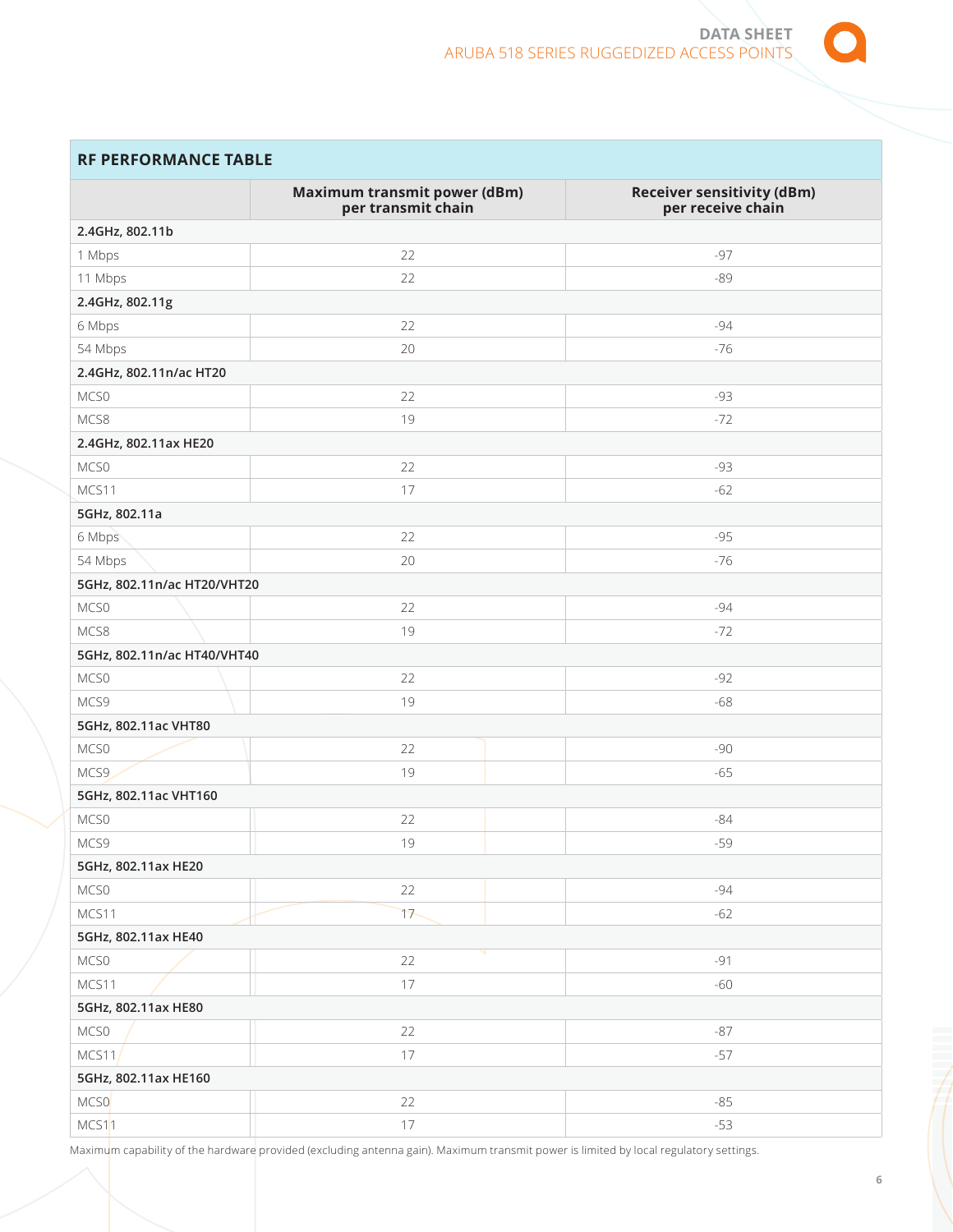## RF PERFORMANCE TABLE

| | Maximum transmit power (dBm) per transmit chain | Receiver sensitivity (dBm) per receive chain |
|---|---|---|
| **2.4GHz, 802.11b** | | |
| 1 Mbps | 22 | -97 |
| 11 Mbps | 22 | -89 |
| **2.4GHz, 802.11g** | | |
| 6 Mbps | 22 | -94 |
| 54 Mbps | 20 | -76 |
| **2.4GHz, 802.11n/ac HT20** | | |
| MCS0 | 22 | -93 |
| MCS8 | 19 | -72 |
| **2.4GHz, 802.11ax HE20** | | |
| MCS0 | 22 | -93 |
| MCS11 | 17 | -62 |
| **5GHz, 802.11a** | | |
| 6 Mbps | 22 | -95 |
| 54 Mbps | 20 | -76 |
| **5GHz, 802.11n/ac HT20/VHT20** | | |
| MCS0 | 22 | -94 |
| MCS8 | 19 | -72 |
| **5GHz, 802.11n/ac HT40/VHT40** | | |
| MCS0 | 22 | -92 |
| MCS9 | 19 | -68 |
| **5GHz, 802.11ac VHT80** | | |
| MCS0 | 22 | -90 |
| MCS9 | 19 | -65 |
| **5GHz, 802.11ac VHT160** | | |
| MCS0 | 22 | -84 |
| MCS9 | 19 | -59 |
| **5GHz, 802.11ax HE20** | | |
| MCS0 | 22 | -94 |
| MCS11 | 17 | -62 |
| **5GHz, 802.11ax HE40** | | |
| MCS0 | 22 | -91 |
| MCS11 | 17 | -60 |
| **5GHz, 802.11ax HE80** | | |
| MCS0 | 22 | -87 |
| MCS11 | 17 | -57 |
| **5GHz, 802.11ax HE160** | | |
| MCS0 | 22 | -85 |
| MCS11 | 17 | -53 |

Maximum capability of the hardware provided (excluding antenna gain). Maximum transmit power is limited by local regulatory settings.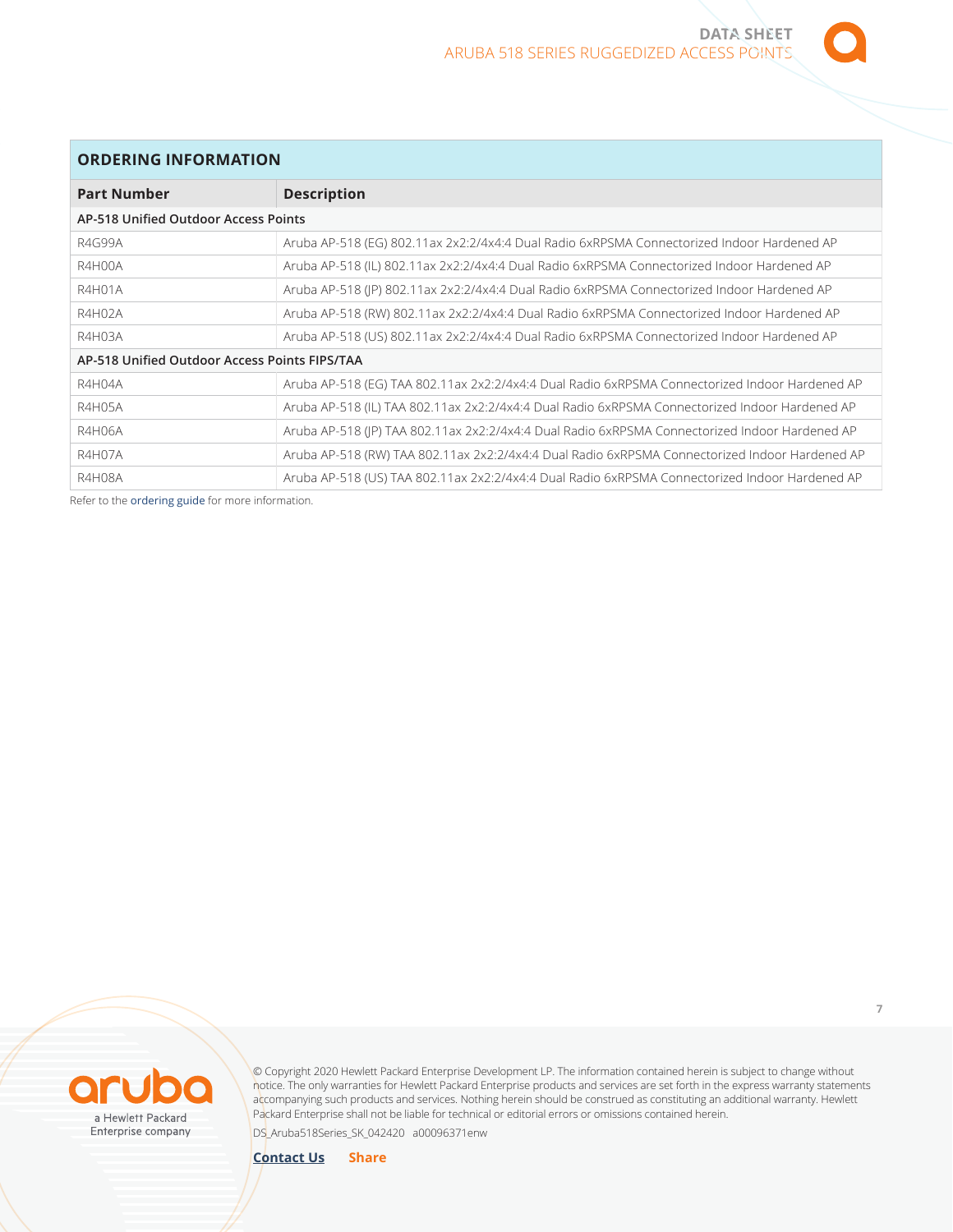| ORDERING INFORMATION | |
|---|---|
| **Part Number** | **Description** |
| **AP-518 Unified Outdoor Access Points** | |
| R4G99A | Aruba AP-518 (EG) 802.11ax 2x2:2/4x4:4 Dual Radio 6xRPSMA Connectorized Indoor Hardened AP |
| R4H00A | Aruba AP-518 (IL) 802.11ax 2x2:2/4x4:4 Dual Radio 6xRPSMA Connectorized Indoor Hardened AP |
| R4H01A | Aruba AP-518 (JP) 802.11ax 2x2:2/4x4:4 Dual Radio 6xRPSMA Connectorized Indoor Hardened AP |
| R4H02A | Aruba AP-518 (RW) 802.11ax 2x2:2/4x4:4 Dual Radio 6xRPSMA Connectorized Indoor Hardened AP |
| R4H03A | Aruba AP-518 (US) 802.11ax 2x2:2/4x4:4 Dual Radio 6xRPSMA Connectorized Indoor Hardened AP |
| **AP-518 Unified Outdoor Access Points FIPS/TAA** | |
| R4H04A | Aruba AP-518 (EG) TAA 802.11ax 2x2:2/4x4:4 Dual Radio 6xRPSMA Connectorized Indoor Hardened AP |
| R4H05A | Aruba AP-518 (IL) TAA 802.11ax 2x2:2/4x4:4 Dual Radio 6xRPSMA Connectorized Indoor Hardened AP |
| R4H06A | Aruba AP-518 (JP) TAA 802.11ax 2x2:2/4x4:4 Dual Radio 6xRPSMA Connectorized Indoor Hardened AP |
| R4H07A | Aruba AP-518 (RW) TAA 802.11ax 2x2:2/4x4:4 Dual Radio 6xRPSMA Connectorized Indoor Hardened AP |
| R4H08A | Aruba AP-518 (US) TAA 802.11ax 2x2:2/4x4:4 Dual Radio 6xRPSMA Connectorized Indoor Hardened AP |

Refer to the ordering guide for more information.

aruba
a Hewlett Packard Enterprise company

© Copyright 2020 Hewlett Packard Enterprise Development LP. The information contained herein is subject to change without notice. The only warranties for Hewlett Packard Enterprise products and services are set forth in the express warranty statements accompanying such products and services. Nothing herein should be construed as constituting an additional warranty. Hewlett Packard Enterprise shall not be liable for technical or editorial errors or omissions contained herein.

DS_Aruba518Series_SK_042420 a00096371enw

**Contact Us** **Share**